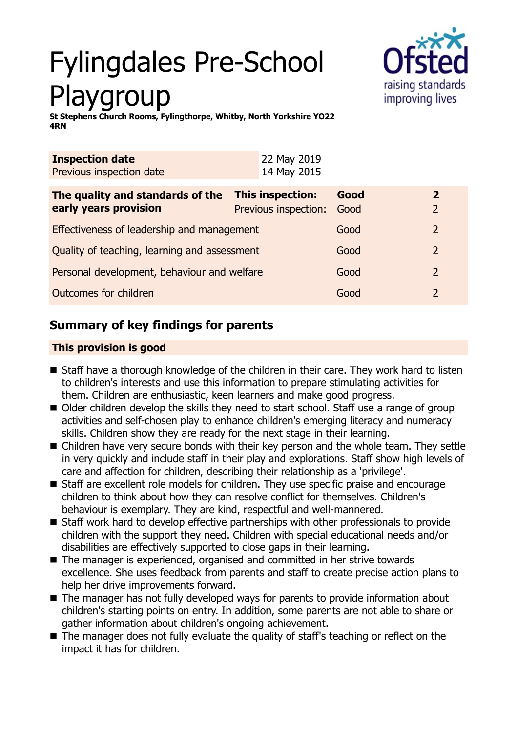# Fylingdales Pre-School Playgroup

**St Stephens Church Rooms, Fylingthorpe, Whitby, North Yorkshire YO22 4RN**

| **Inspection date** | 22 May 2019 |
|---|---|
| Previous inspection date | 14 May 2015 |

| **The quality and standards of the early years provision** | **This inspection:** | **Good** | **2** |
|---|---|---|---|
| | Previous inspection: | Good | 2 |
| Effectiveness of leadership and management | | Good | 2 |
| Quality of teaching, learning and assessment | | Good | 2 |
| Personal development, behaviour and welfare | | Good | 2 |
| Outcomes for children | | Good | 2 |

## Summary of key findings for parents

### This provision is good

- Staff have a thorough knowledge of the children in their care. They work hard to listen to children's interests and use this information to prepare stimulating activities for them. Children are enthusiastic, keen learners and make good progress.
- Older children develop the skills they need to start school. Staff use a range of group activities and self-chosen play to enhance children's emerging literacy and numeracy skills. Children show they are ready for the next stage in their learning.
- Children have very secure bonds with their key person and the whole team. They settle in very quickly and include staff in their play and explorations. Staff show high levels of care and affection for children, describing their relationship as a 'privilege'.
- Staff are excellent role models for children. They use specific praise and encourage children to think about how they can resolve conflict for themselves. Children's behaviour is exemplary. They are kind, respectful and well-mannered.
- Staff work hard to develop effective partnerships with other professionals to provide children with the support they need. Children with special educational needs and/or disabilities are effectively supported to close gaps in their learning.
- The manager is experienced, organised and committed in her strive towards excellence. She uses feedback from parents and staff to create precise action plans to help her drive improvements forward.
- The manager has not fully developed ways for parents to provide information about children's starting points on entry. In addition, some parents are not able to share or gather information about children's ongoing achievement.
- The manager does not fully evaluate the quality of staff's teaching or reflect on the impact it has for children.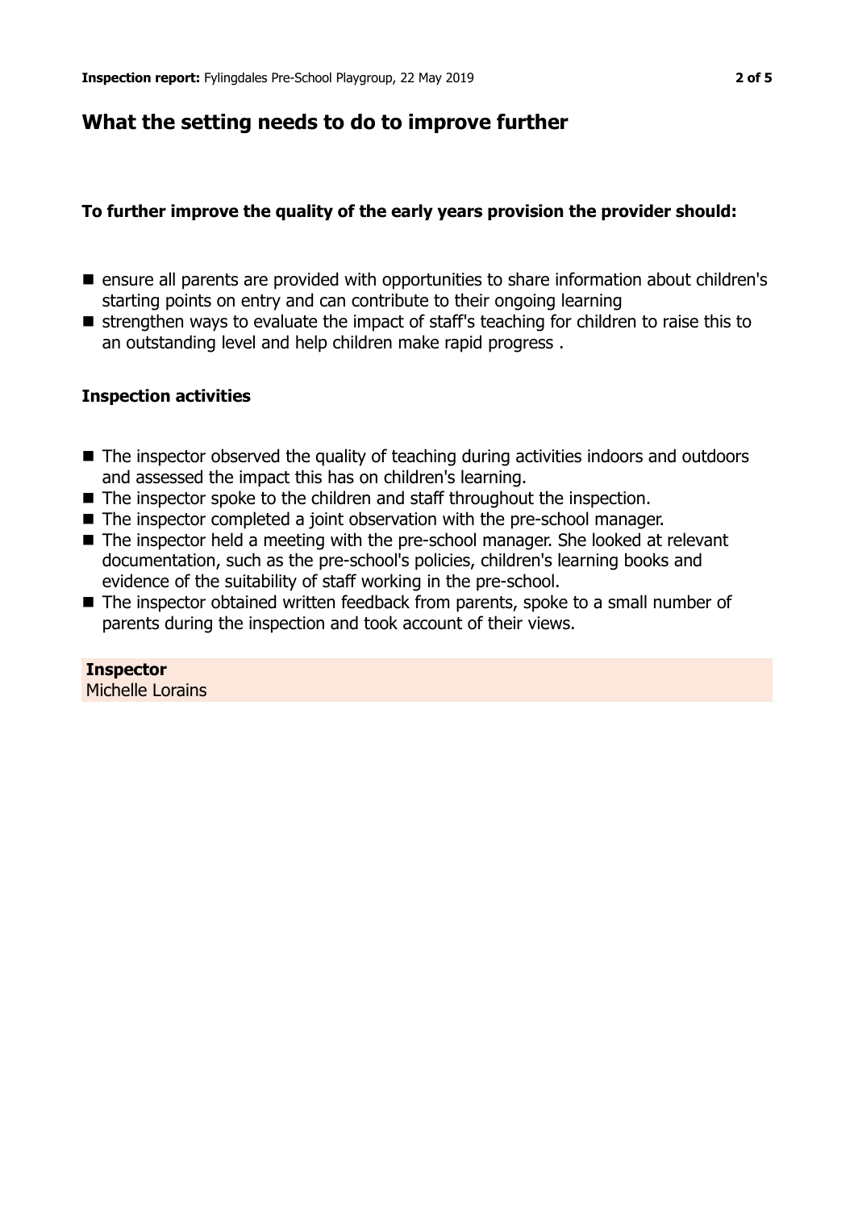## What the setting needs to do to improve further

**To further improve the quality of the early years provision the provider should:**

- ensure all parents are provided with opportunities to share information about children's starting points on entry and can contribute to their ongoing learning
- strengthen ways to evaluate the impact of staff's teaching for children to raise this to an outstanding level and help children make rapid progress .

### Inspection activities

- The inspector observed the quality of teaching during activities indoors and outdoors and assessed the impact this has on children's learning.
- The inspector spoke to the children and staff throughout the inspection.
- The inspector completed a joint observation with the pre-school manager.
- The inspector held a meeting with the pre-school manager. She looked at relevant documentation, such as the pre-school's policies, children's learning books and evidence of the suitability of staff working in the pre-school.
- The inspector obtained written feedback from parents, spoke to a small number of parents during the inspection and took account of their views.

**Inspector**
Michelle Lorains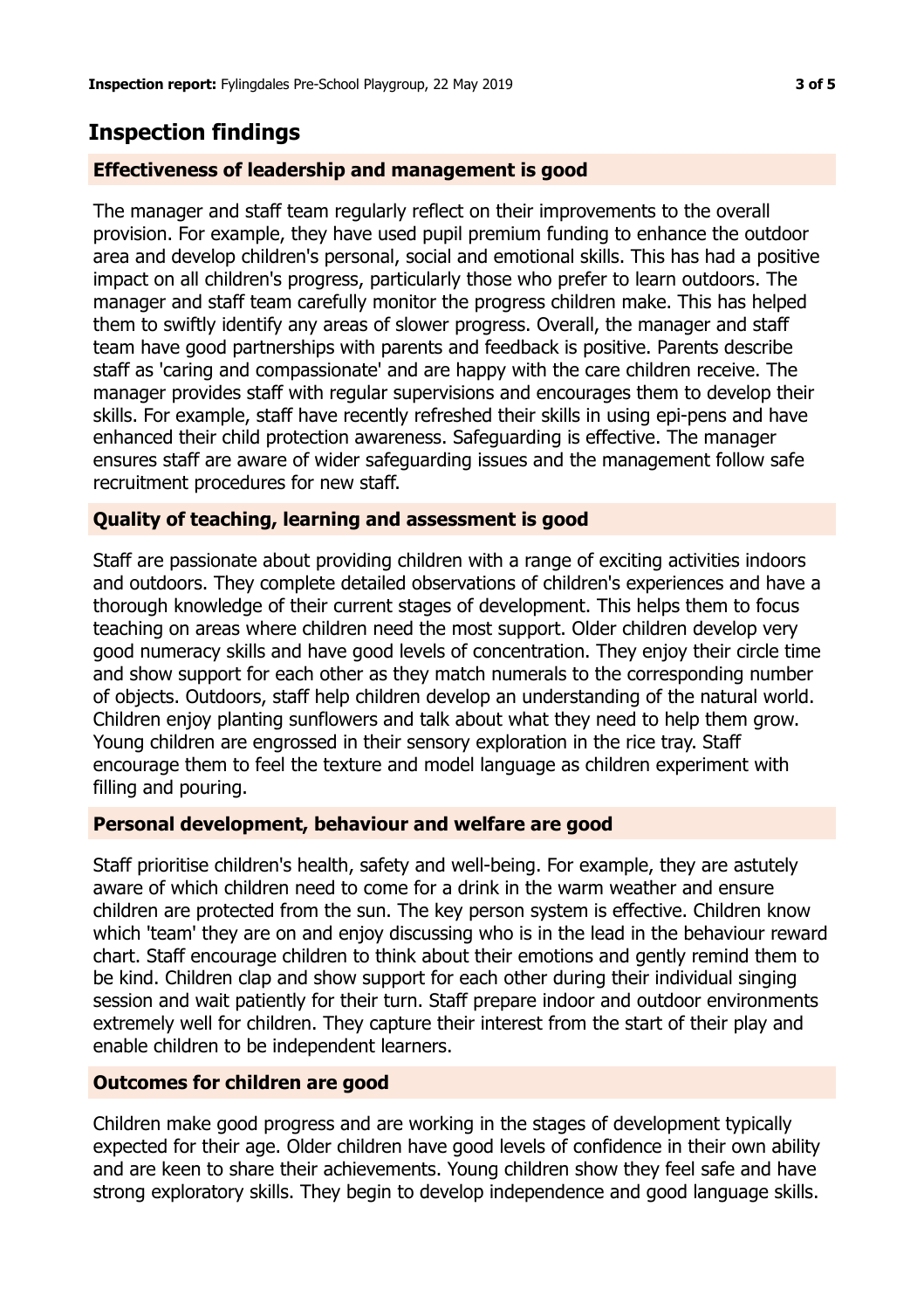## Inspection findings

### Effectiveness of leadership and management is good

The manager and staff team regularly reflect on their improvements to the overall provision. For example, they have used pupil premium funding to enhance the outdoor area and develop children's personal, social and emotional skills. This has had a positive impact on all children's progress, particularly those who prefer to learn outdoors. The manager and staff team carefully monitor the progress children make. This has helped them to swiftly identify any areas of slower progress. Overall, the manager and staff team have good partnerships with parents and feedback is positive. Parents describe staff as 'caring and compassionate' and are happy with the care children receive. The manager provides staff with regular supervisions and encourages them to develop their skills. For example, staff have recently refreshed their skills in using epi-pens and have enhanced their child protection awareness. Safeguarding is effective. The manager ensures staff are aware of wider safeguarding issues and the management follow safe recruitment procedures for new staff.

### Quality of teaching, learning and assessment is good

Staff are passionate about providing children with a range of exciting activities indoors and outdoors. They complete detailed observations of children's experiences and have a thorough knowledge of their current stages of development. This helps them to focus teaching on areas where children need the most support. Older children develop very good numeracy skills and have good levels of concentration. They enjoy their circle time and show support for each other as they match numerals to the corresponding number of objects. Outdoors, staff help children develop an understanding of the natural world. Children enjoy planting sunflowers and talk about what they need to help them grow. Young children are engrossed in their sensory exploration in the rice tray. Staff encourage them to feel the texture and model language as children experiment with filling and pouring.

### Personal development, behaviour and welfare are good

Staff prioritise children's health, safety and well-being. For example, they are astutely aware of which children need to come for a drink in the warm weather and ensure children are protected from the sun. The key person system is effective. Children know which 'team' they are on and enjoy discussing who is in the lead in the behaviour reward chart. Staff encourage children to think about their emotions and gently remind them to be kind. Children clap and show support for each other during their individual singing session and wait patiently for their turn. Staff prepare indoor and outdoor environments extremely well for children. They capture their interest from the start of their play and enable children to be independent learners.

### Outcomes for children are good

Children make good progress and are working in the stages of development typically expected for their age. Older children have good levels of confidence in their own ability and are keen to share their achievements. Young children show they feel safe and have strong exploratory skills. They begin to develop independence and good language skills.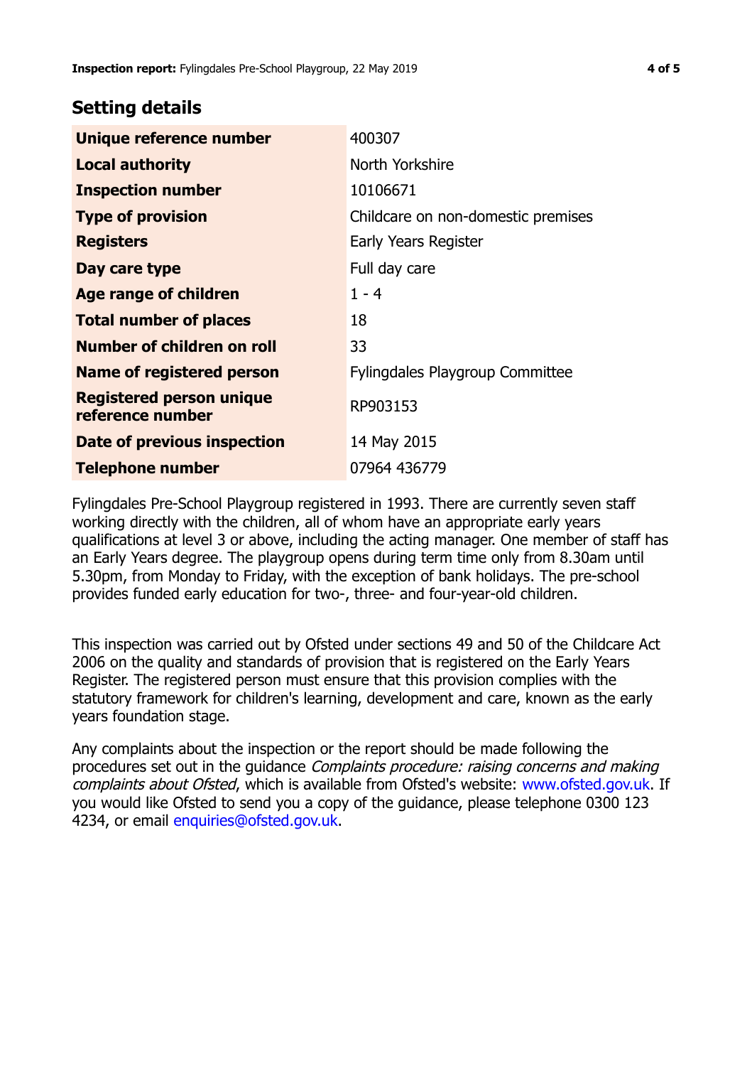## Setting details

| | |
|---|---|
| **Unique reference number** | 400307 |
| **Local authority** | North Yorkshire |
| **Inspection number** | 10106671 |
| **Type of provision** | Childcare on non-domestic premises |
| **Registers** | Early Years Register |
| **Day care type** | Full day care |
| **Age range of children** | 1 - 4 |
| **Total number of places** | 18 |
| **Number of children on roll** | 33 |
| **Name of registered person** | Fylingdales Playgroup Committee |
| **Registered person unique reference number** | RP903153 |
| **Date of previous inspection** | 14 May 2015 |
| **Telephone number** | 07964 436779 |

Fylingdales Pre-School Playgroup registered in 1993. There are currently seven staff working directly with the children, all of whom have an appropriate early years qualifications at level 3 or above, including the acting manager. One member of staff has an Early Years degree. The playgroup opens during term time only from 8.30am until 5.30pm, from Monday to Friday, with the exception of bank holidays. The pre-school provides funded early education for two-, three- and four-year-old children.

This inspection was carried out by Ofsted under sections 49 and 50 of the Childcare Act 2006 on the quality and standards of provision that is registered on the Early Years Register. The registered person must ensure that this provision complies with the statutory framework for children's learning, development and care, known as the early years foundation stage.

Any complaints about the inspection or the report should be made following the procedures set out in the guidance *Complaints procedure: raising concerns and making complaints about Ofsted*, which is available from Ofsted's website: www.ofsted.gov.uk. If you would like Ofsted to send you a copy of the guidance, please telephone 0300 123 4234, or email enquiries@ofsted.gov.uk.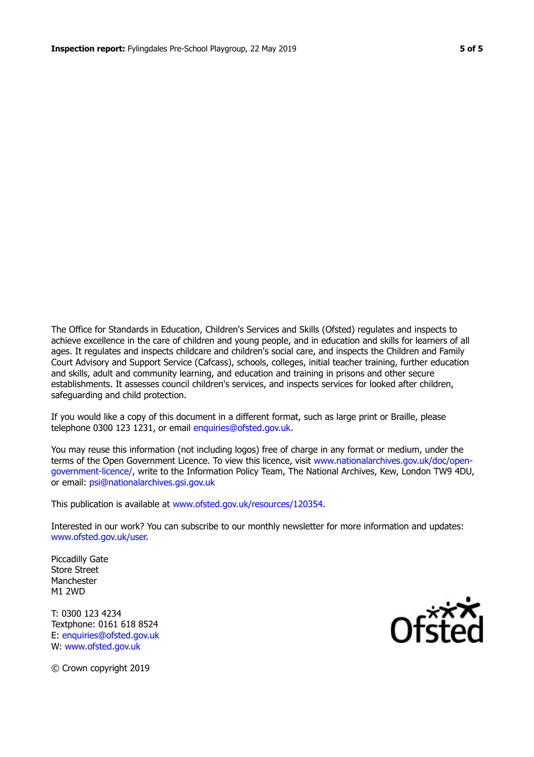The Office for Standards in Education, Children's Services and Skills (Ofsted) regulates and inspects to achieve excellence in the care of children and young people, and in education and skills for learners of all ages. It regulates and inspects childcare and children's social care, and inspects the Children and Family Court Advisory and Support Service (Cafcass), schools, colleges, initial teacher training, further education and skills, adult and community learning, and education and training in prisons and other secure establishments. It assesses council children's services, and inspects services for looked after children, safeguarding and child protection.

If you would like a copy of this document in a different format, such as large print or Braille, please telephone 0300 123 1231, or email enquiries@ofsted.gov.uk.

You may reuse this information (not including logos) free of charge in any format or medium, under the terms of the Open Government Licence. To view this licence, visit www.nationalarchives.gov.uk/doc/open-government-licence/, write to the Information Policy Team, The National Archives, Kew, London TW9 4DU, or email: psi@nationalarchives.gsi.gov.uk

This publication is available at www.ofsted.gov.uk/resources/120354.

Interested in our work? You can subscribe to our monthly newsletter for more information and updates: www.ofsted.gov.uk/user.

Piccadilly Gate
Store Street
Manchester
M1 2WD

T: 0300 123 4234
Textphone: 0161 618 8524
E: enquiries@ofsted.gov.uk
W: www.ofsted.gov.uk

© Crown copyright 2019